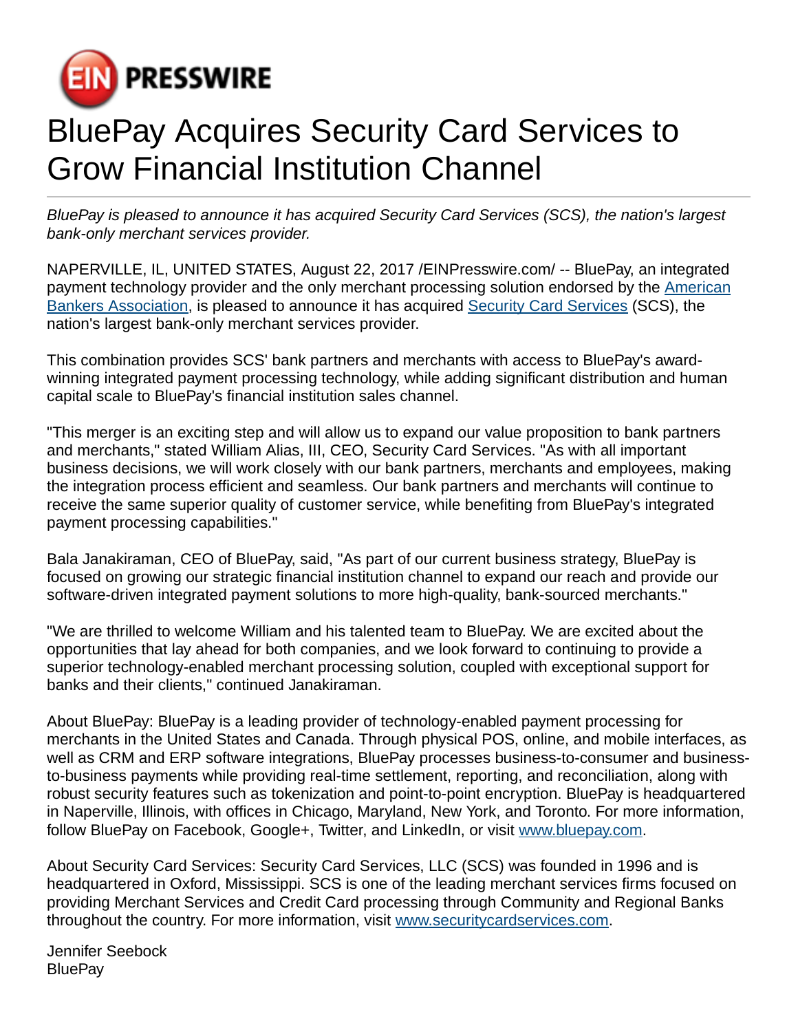# BluePay Acquires Security Card Services to Grow Financial Institution Channel

*BluePay is pleased to announce it has acquired Security Card Services (SCS), the nation's largest bank-only merchant services provider.*

NAPERVILLE, IL, UNITED STATES, August 22, 2017 /EINPresswire.com/ -- BluePay, an integrated payment technology provider and the only merchant processing solution endorsed by the American Bankers Association, is pleased to announce it has acquired Security Card Services (SCS), the nation's largest bank-only merchant services provider.

This combination provides SCS' bank partners and merchants with access to BluePay's award-winning integrated payment processing technology, while adding significant distribution and human capital scale to BluePay's financial institution sales channel.

"This merger is an exciting step and will allow us to expand our value proposition to bank partners and merchants," stated William Alias, III, CEO, Security Card Services. "As with all important business decisions, we will work closely with our bank partners, merchants and employees, making the integration process efficient and seamless. Our bank partners and merchants will continue to receive the same superior quality of customer service, while benefiting from BluePay's integrated payment processing capabilities."

Bala Janakiraman, CEO of BluePay, said, "As part of our current business strategy, BluePay is focused on growing our strategic financial institution channel to expand our reach and provide our software-driven integrated payment solutions to more high-quality, bank-sourced merchants."

"We are thrilled to welcome William and his talented team to BluePay. We are excited about the opportunities that lay ahead for both companies, and we look forward to continuing to provide a superior technology-enabled merchant processing solution, coupled with exceptional support for banks and their clients," continued Janakiraman.

About BluePay: BluePay is a leading provider of technology-enabled payment processing for merchants in the United States and Canada. Through physical POS, online, and mobile interfaces, as well as CRM and ERP software integrations, BluePay processes business-to-consumer and business-to-business payments while providing real-time settlement, reporting, and reconciliation, along with robust security features such as tokenization and point-to-point encryption. BluePay is headquartered in Naperville, Illinois, with offices in Chicago, Maryland, New York, and Toronto. For more information, follow BluePay on Facebook, Google+, Twitter, and LinkedIn, or visit www.bluepay.com.

About Security Card Services: Security Card Services, LLC (SCS) was founded in 1996 and is headquartered in Oxford, Mississippi. SCS is one of the leading merchant services firms focused on providing Merchant Services and Credit Card processing through Community and Regional Banks throughout the country. For more information, visit www.securitycardservices.com.

Jennifer Seebock
BluePay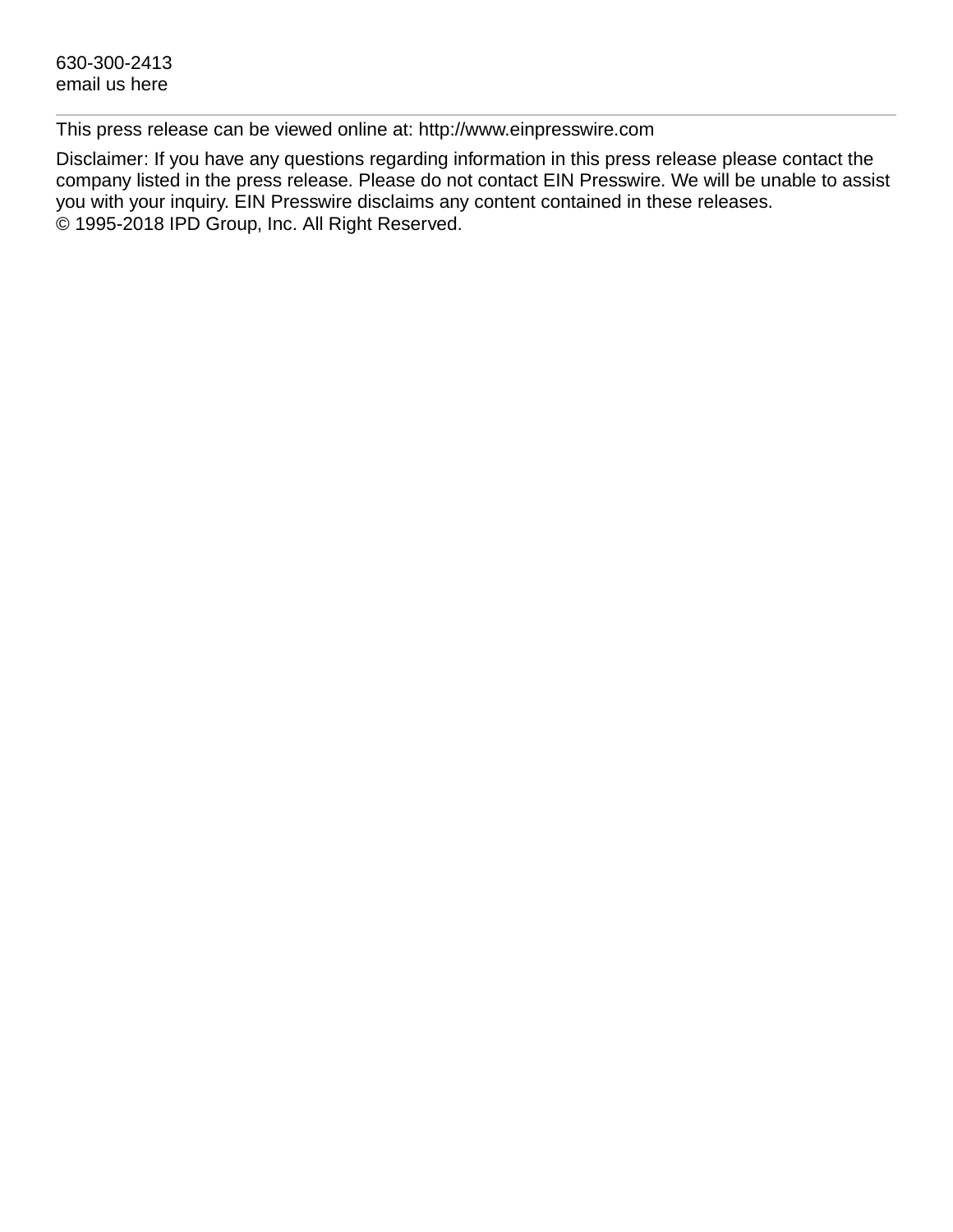630-300-2413
email us here

---

This press release can be viewed online at: http://www.einpresswire.com

Disclaimer: If you have any questions regarding information in this press release please contact the company listed in the press release. Please do not contact EIN Presswire. We will be unable to assist you with your inquiry. EIN Presswire disclaims any content contained in these releases.
© 1995-2018 IPD Group, Inc. All Right Reserved.